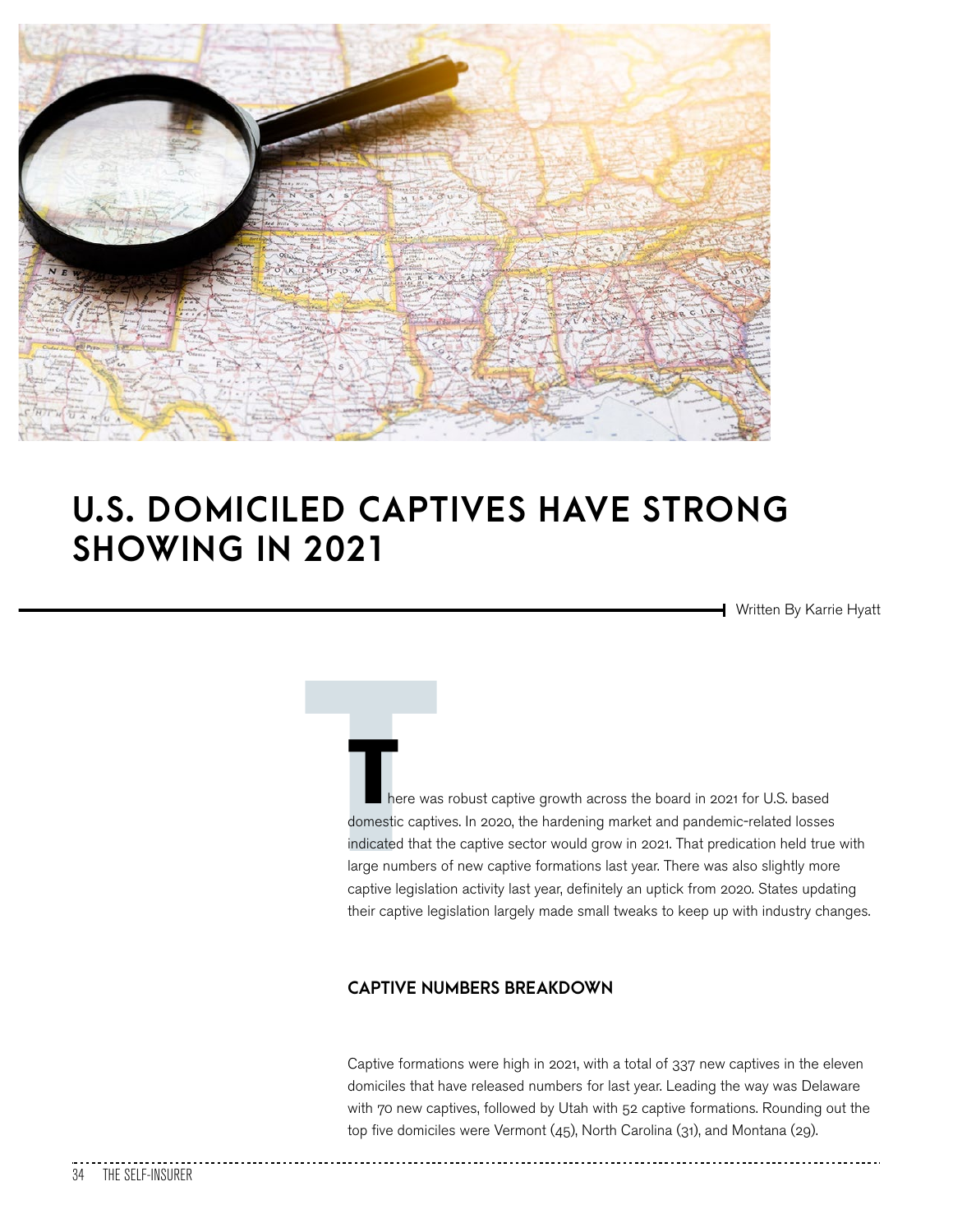# U.S. DOMICILED CAPTIVES HAVE STRONG SHOWING IN 2021

Written By Karrie Hyatt

There was robust captive growth across the board in 2021 for U.S. based domestic captives. In 2020, the hardening market and pandemic-related losses indicated that the captive sector would grow in 2021. That predication held true with large numbers of new captive formations last year. There was also slightly more captive legislation activity last year, definitely an uptick from 2020. States updating their captive legislation largely made small tweaks to keep up with industry changes.

## CAPTIVE NUMBERS BREAKDOWN

Captive formations were high in 2021, with a total of 337 new captives in the eleven domiciles that have released numbers for last year. Leading the way was Delaware with 70 new captives, followed by Utah with 52 captive formations. Rounding out the top five domiciles were Vermont (45), North Carolina (31), and Montana (29).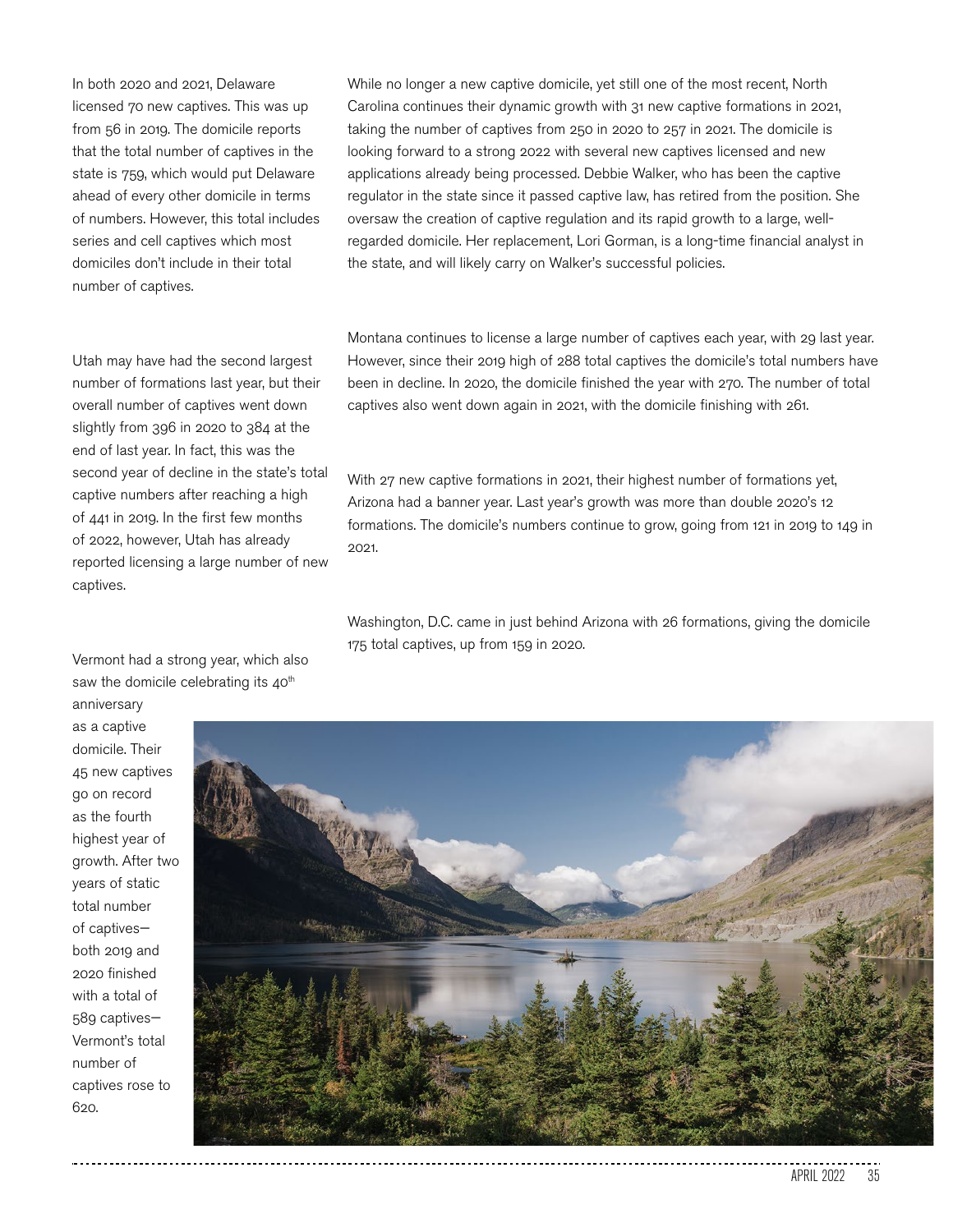In both 2020 and 2021, Delaware licensed 70 new captives. This was up from 56 in 2019. The domicile reports that the total number of captives in the state is 759, which would put Delaware ahead of every other domicile in terms of numbers. However, this total includes series and cell captives which most domiciles don't include in their total number of captives.

Utah may have had the second largest number of formations last year, but their overall number of captives went down slightly from 396 in 2020 to 384 at the end of last year. In fact, this was the second year of decline in the state's total captive numbers after reaching a high of 441 in 2019. In the first few months of 2022, however, Utah has already reported licensing a large number of new captives.

Vermont had a strong year, which also saw the domicile celebrating its 40th anniversary as a captive domicile. Their 45 new captives go on record as the fourth highest year of growth. After two years of static total number of captives—both 2019 and 2020 finished with a total of 589 captives—Vermont's total number of captives rose to 620.

While no longer a new captive domicile, yet still one of the most recent, North Carolina continues their dynamic growth with 31 new captive formations in 2021, taking the number of captives from 250 in 2020 to 257 in 2021. The domicile is looking forward to a strong 2022 with several new captives licensed and new applications already being processed. Debbie Walker, who has been the captive regulator in the state since it passed captive law, has retired from the position. She oversaw the creation of captive regulation and its rapid growth to a large, well-regarded domicile. Her replacement, Lori Gorman, is a long-time financial analyst in the state, and will likely carry on Walker's successful policies.

Montana continues to license a large number of captives each year, with 29 last year. However, since their 2019 high of 288 total captives the domicile's total numbers have been in decline. In 2020, the domicile finished the year with 270. The number of total captives also went down again in 2021, with the domicile finishing with 261.

With 27 new captive formations in 2021, their highest number of formations yet, Arizona had a banner year. Last year's growth was more than double 2020's 12 formations. The domicile's numbers continue to grow, going from 121 in 2019 to 149 in 2021.

Washington, D.C. came in just behind Arizona with 26 formations, giving the domicile 175 total captives, up from 159 in 2020.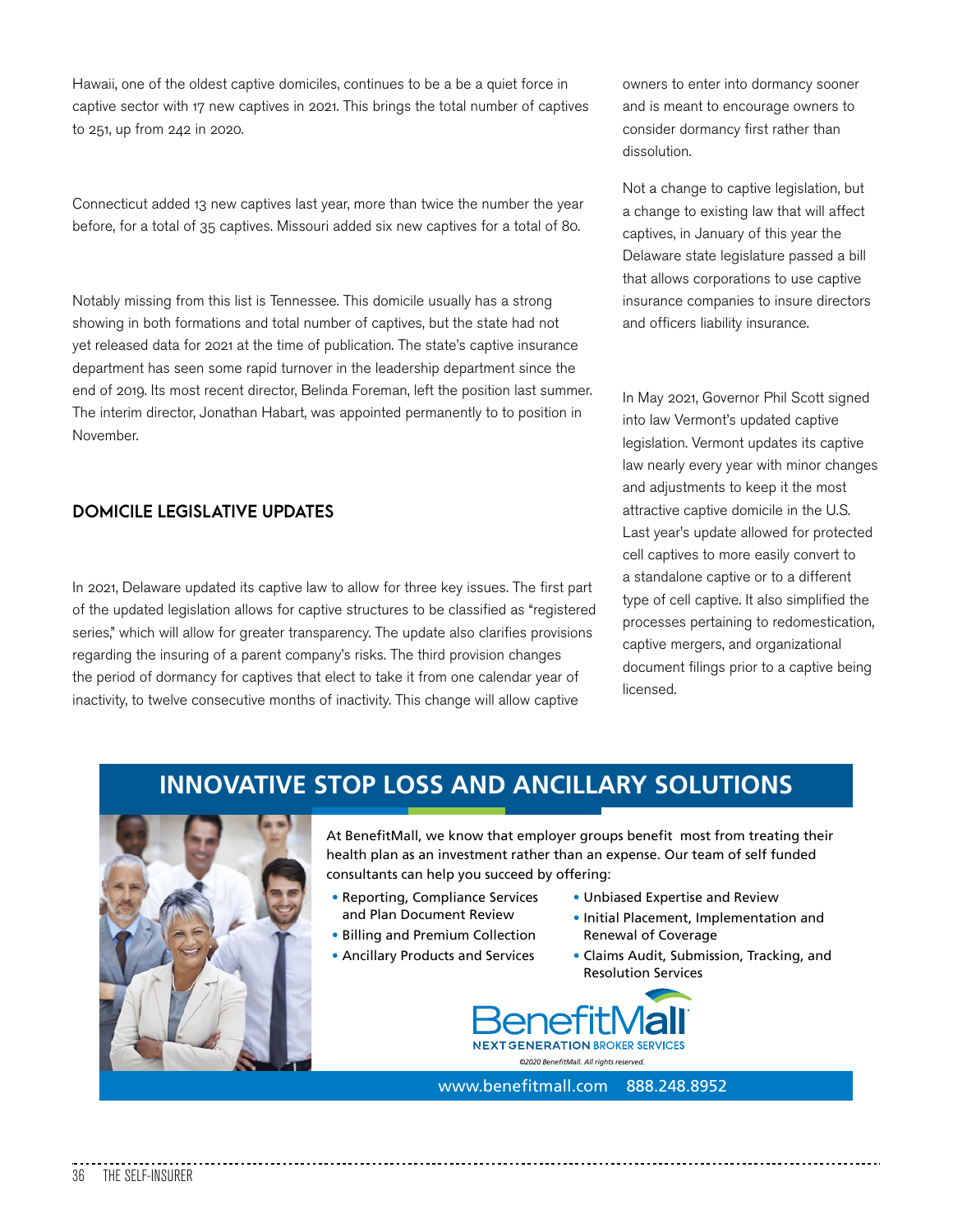Hawaii, one of the oldest captive domiciles, continues to be a be a quiet force in captive sector with 17 new captives in 2021. This brings the total number of captives to 251, up from 242 in 2020.

Connecticut added 13 new captives last year, more than twice the number the year before, for a total of 35 captives. Missouri added six new captives for a total of 80.

Notably missing from this list is Tennessee. This domicile usually has a strong showing in both formations and total number of captives, but the state had not yet released data for 2021 at the time of publication. The state's captive insurance department has seen some rapid turnover in the leadership department since the end of 2019. Its most recent director, Belinda Foreman, left the position last summer. The interim director, Jonathan Habart, was appointed permanently to to position in November.

## DOMICILE LEGISLATIVE UPDATES

In 2021, Delaware updated its captive law to allow for three key issues. The first part of the updated legislation allows for captive structures to be classified as "registered series," which will allow for greater transparency. The update also clarifies provisions regarding the insuring of a parent company's risks. The third provision changes the period of dormancy for captives that elect to take it from one calendar year of inactivity, to twelve consecutive months of inactivity. This change will allow captive owners to enter into dormancy sooner and is meant to encourage owners to consider dormancy first rather than dissolution.

Not a change to captive legislation, but a change to existing law that will affect captives, in January of this year the Delaware state legislature passed a bill that allows corporations to use captive insurance companies to insure directors and officers liability insurance.

In May 2021, Governor Phil Scott signed into law Vermont's updated captive legislation. Vermont updates its captive law nearly every year with minor changes and adjustments to keep it the most attractive captive domicile in the U.S. Last year's update allowed for protected cell captives to more easily convert to a standalone captive or to a different type of cell captive. It also simplified the processes pertaining to redomestication, captive mergers, and organizational document filings prior to a captive being licensed.

## INNOVATIVE STOP LOSS AND ANCILLARY SOLUTIONS

At BenefitMall, we know that employer groups benefit most from treating their health plan as an investment rather than an expense. Our team of self funded consultants can help you succeed by offering:

- Reporting, Compliance Services and Plan Document Review
- Billing and Premium Collection
- Ancillary Products and Services
- Unbiased Expertise and Review
- Initial Placement, Implementation and Renewal of Coverage
- Claims Audit, Submission, Tracking, and Resolution Services

BenefitMall
NEXT GENERATION BROKER SERVICES

*©2020 BenefitMall. All rights reserved.*

www.benefitmall.com 888.248.8952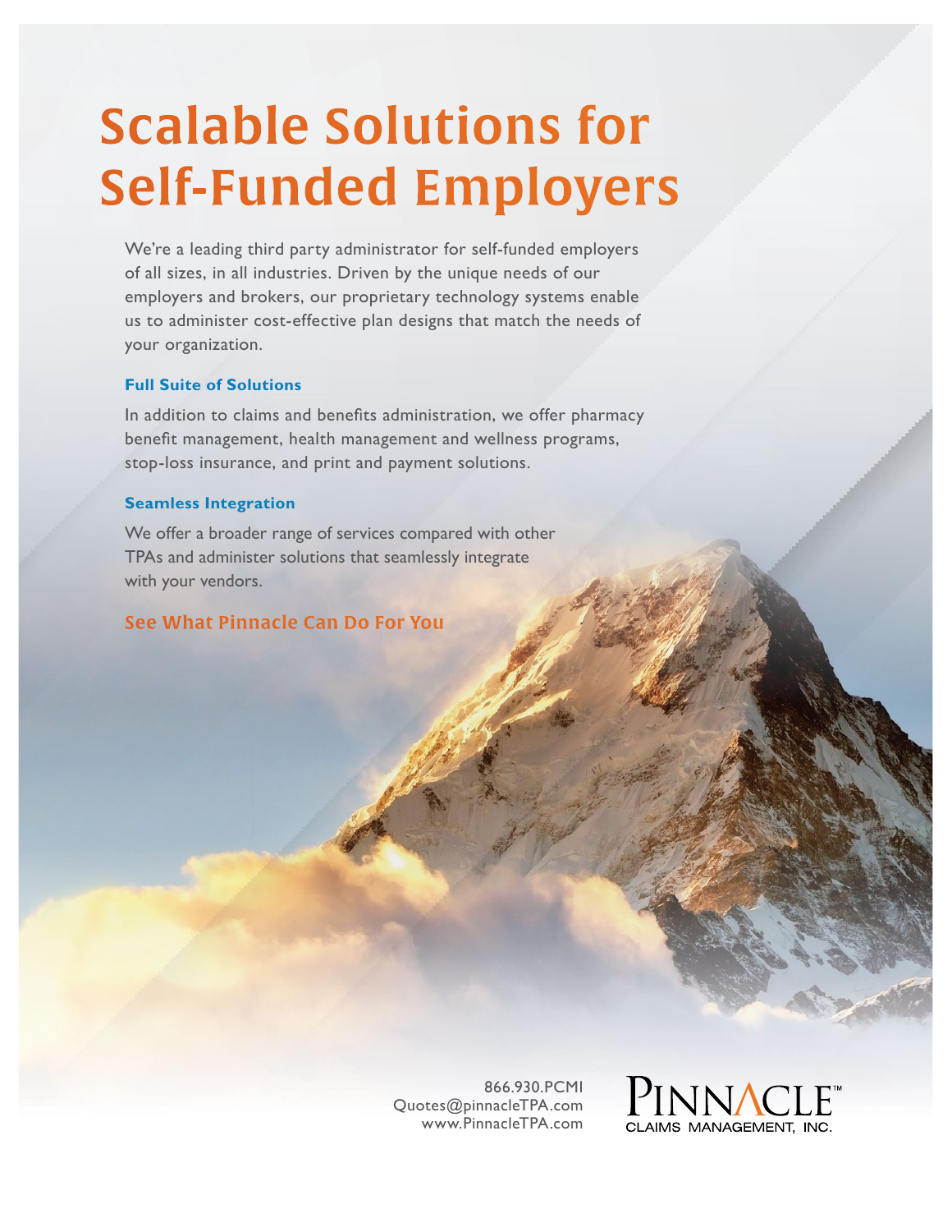# Scalable Solutions for Self-Funded Employers

We're a leading third party administrator for self-funded employers of all sizes, in all industries. Driven by the unique needs of our employers and brokers, our proprietary technology systems enable us to administer cost-effective plan designs that match the needs of your organization.

### Full Suite of Solutions

In addition to claims and benefits administration, we offer pharmacy benefit management, health management and wellness programs, stop-loss insurance, and print and payment solutions.

### Seamless Integration

We offer a broader range of services compared with other TPAs and administer solutions that seamlessly integrate with your vendors.

**See What Pinnacle Can Do For You**

866.930.PCMI
Quotes@pinnacleTPA.com
www.PinnacleTPA.com

PINNACLE™
CLAIMS MANAGEMENT, INC.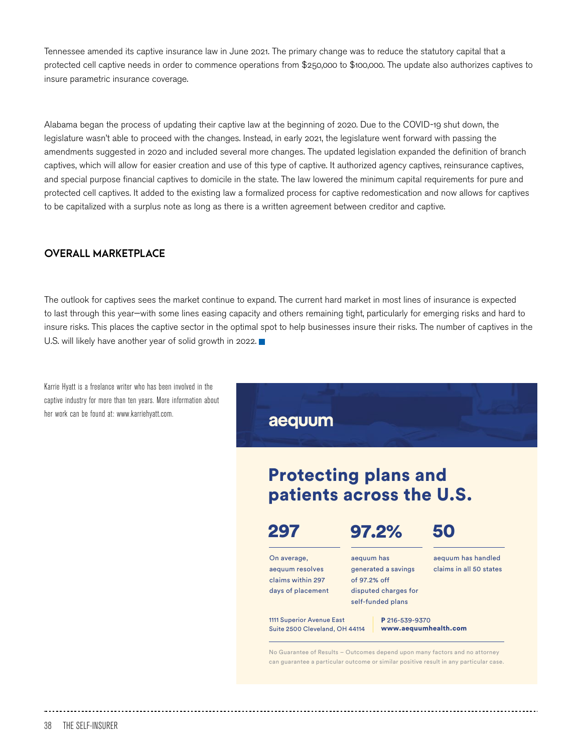Tennessee amended its captive insurance law in June 2021. The primary change was to reduce the statutory capital that a protected cell captive needs in order to commence operations from $250,000 to $100,000. The update also authorizes captives to insure parametric insurance coverage.

Alabama began the process of updating their captive law at the beginning of 2020. Due to the COVID-19 shut down, the legislature wasn't able to proceed with the changes. Instead, in early 2021, the legislature went forward with passing the amendments suggested in 2020 and included several more changes. The updated legislation expanded the definition of branch captives, which will allow for easier creation and use of this type of captive. It authorized agency captives, reinsurance captives, and special purpose financial captives to domicile in the state. The law lowered the minimum capital requirements for pure and protected cell captives. It added to the existing law a formalized process for captive redomestication and now allows for captives to be capitalized with a surplus note as long as there is a written agreement between creditor and captive.

## OVERALL MARKETPLACE

The outlook for captives sees the market continue to expand. The current hard market in most lines of insurance is expected to last through this year—with some lines easing capacity and others remaining tight, particularly for emerging risks and hard to insure risks. This places the captive sector in the optimal spot to help businesses insure their risks. The number of captives in the U.S. will likely have another year of solid growth in 2022.

Karrie Hyatt is a freelance writer who has been involved in the captive industry for more than ten years. More information about her work can be found at: www.karriehyatt.com.

aequum

**Protecting plans and patients across the U.S.**

**297**

On average, aequum resolves claims within 297 days of placement

**97.2%**

aequum has generated a savings of 97.2% off disputed charges for self-funded plans

**50**

aequum has handled claims in all 50 states

1111 Superior Avenue East
Suite 2500 Cleveland, OH 44114

**P** 216-539-9370
**www.aequumhealth.com**

No Guarantee of Results – Outcomes depend upon many factors and no attorney can guarantee a particular outcome or similar positive result in any particular case.